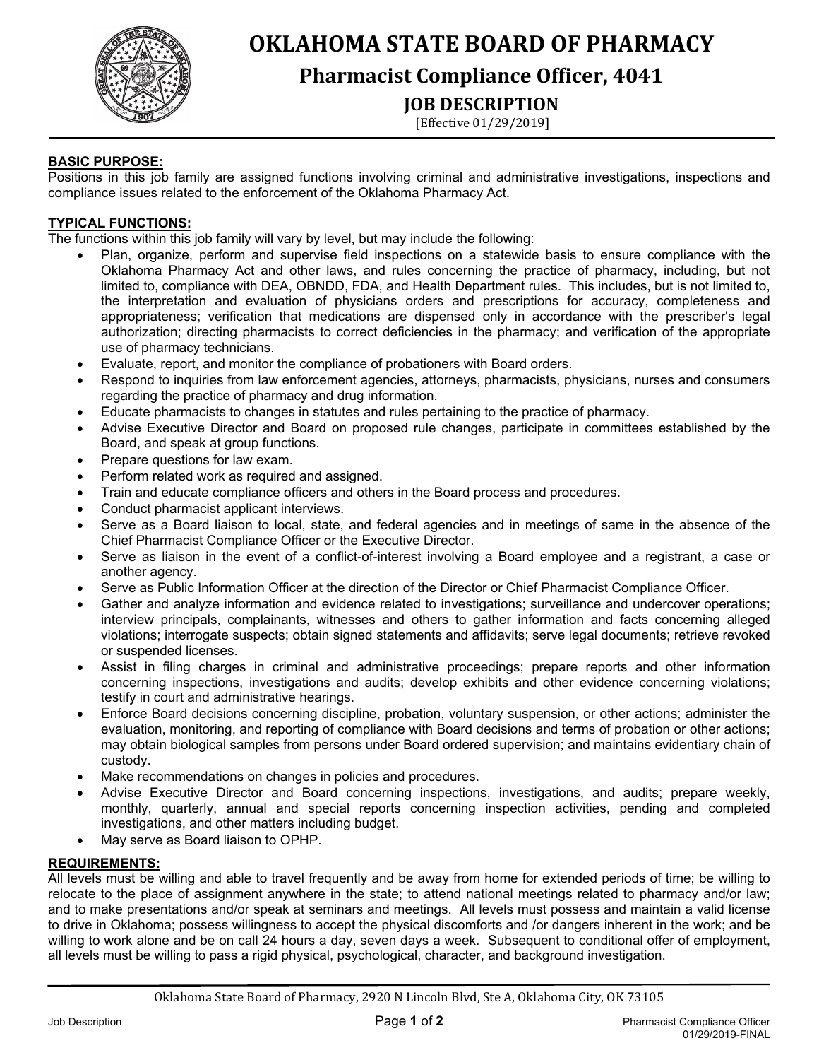# OKLAHOMA STATE BOARD OF PHARMACY

## Pharmacist Compliance Officer, 4041

## JOB DESCRIPTION

[Effective 01/29/2019]

**BASIC PURPOSE:**

Positions in this job family are assigned functions involving criminal and administrative investigations, inspections and compliance issues related to the enforcement of the Oklahoma Pharmacy Act.

**TYPICAL FUNCTIONS:**

The functions within this job family will vary by level, but may include the following:

- Plan, organize, perform and supervise field inspections on a statewide basis to ensure compliance with the Oklahoma Pharmacy Act and other laws, and rules concerning the practice of pharmacy, including, but not limited to, compliance with DEA, OBNDD, FDA, and Health Department rules. This includes, but is not limited to, the interpretation and evaluation of physicians orders and prescriptions for accuracy, completeness and appropriateness; verification that medications are dispensed only in accordance with the prescriber's legal authorization; directing pharmacists to correct deficiencies in the pharmacy; and verification of the appropriate use of pharmacy technicians.
- Evaluate, report, and monitor the compliance of probationers with Board orders.
- Respond to inquiries from law enforcement agencies, attorneys, pharmacists, physicians, nurses and consumers regarding the practice of pharmacy and drug information.
- Educate pharmacists to changes in statutes and rules pertaining to the practice of pharmacy.
- Advise Executive Director and Board on proposed rule changes, participate in committees established by the Board, and speak at group functions.
- Prepare questions for law exam.
- Perform related work as required and assigned.
- Train and educate compliance officers and others in the Board process and procedures.
- Conduct pharmacist applicant interviews.
- Serve as a Board liaison to local, state, and federal agencies and in meetings of same in the absence of the Chief Pharmacist Compliance Officer or the Executive Director.
- Serve as liaison in the event of a conflict-of-interest involving a Board employee and a registrant, a case or another agency.
- Serve as Public Information Officer at the direction of the Director or Chief Pharmacist Compliance Officer.
- Gather and analyze information and evidence related to investigations; surveillance and undercover operations; interview principals, complainants, witnesses and others to gather information and facts concerning alleged violations; interrogate suspects; obtain signed statements and affidavits; serve legal documents; retrieve revoked or suspended licenses.
- Assist in filing charges in criminal and administrative proceedings; prepare reports and other information concerning inspections, investigations and audits; develop exhibits and other evidence concerning violations; testify in court and administrative hearings.
- Enforce Board decisions concerning discipline, probation, voluntary suspension, or other actions; administer the evaluation, monitoring, and reporting of compliance with Board decisions and terms of probation or other actions; may obtain biological samples from persons under Board ordered supervision; and maintains evidentiary chain of custody.
- Make recommendations on changes in policies and procedures.
- Advise Executive Director and Board concerning inspections, investigations, and audits; prepare weekly, monthly, quarterly, annual and special reports concerning inspection activities, pending and completed investigations, and other matters including budget.
- May serve as Board liaison to OPHP.

**REQUIREMENTS:**

All levels must be willing and able to travel frequently and be away from home for extended periods of time; be willing to relocate to the place of assignment anywhere in the state; to attend national meetings related to pharmacy and/or law; and to make presentations and/or speak at seminars and meetings. All levels must possess and maintain a valid license to drive in Oklahoma; possess willingness to accept the physical discomforts and /or dangers inherent in the work; and be willing to work alone and be on call 24 hours a day, seven days a week. Subsequent to conditional offer of employment, all levels must be willing to pass a rigid physical, psychological, character, and background investigation.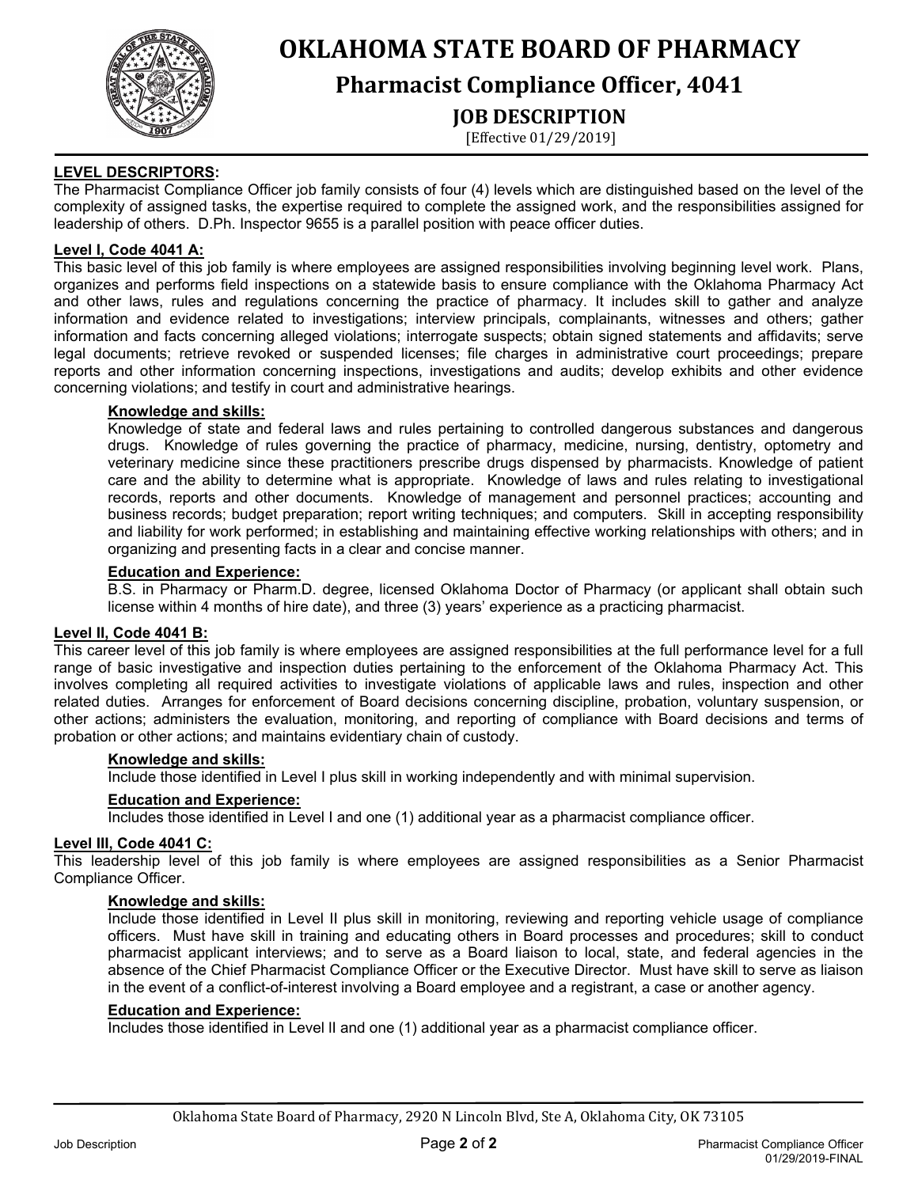# OKLAHOMA STATE BOARD OF PHARMACY

## Pharmacist Compliance Officer, 4041

### JOB DESCRIPTION

[Effective 01/29/2019]

**LEVEL DESCRIPTORS:**

The Pharmacist Compliance Officer job family consists of four (4) levels which are distinguished based on the level of the complexity of assigned tasks, the expertise required to complete the assigned work, and the responsibilities assigned for leadership of others. D.Ph. Inspector 9655 is a parallel position with peace officer duties.

**Level I, Code 4041 A:**

This basic level of this job family is where employees are assigned responsibilities involving beginning level work. Plans, organizes and performs field inspections on a statewide basis to ensure compliance with the Oklahoma Pharmacy Act and other laws, rules and regulations concerning the practice of pharmacy. It includes skill to gather and analyze information and evidence related to investigations; interview principals, complainants, witnesses and others; gather information and facts concerning alleged violations; interrogate suspects; obtain signed statements and affidavits; serve legal documents; retrieve revoked or suspended licenses; file charges in administrative court proceedings; prepare reports and other information concerning inspections, investigations and audits; develop exhibits and other evidence concerning violations; and testify in court and administrative hearings.

**Knowledge and skills:**

Knowledge of state and federal laws and rules pertaining to controlled dangerous substances and dangerous drugs. Knowledge of rules governing the practice of pharmacy, medicine, nursing, dentistry, optometry and veterinary medicine since these practitioners prescribe drugs dispensed by pharmacists. Knowledge of patient care and the ability to determine what is appropriate. Knowledge of laws and rules relating to investigational records, reports and other documents. Knowledge of management and personnel practices; accounting and business records; budget preparation; report writing techniques; and computers. Skill in accepting responsibility and liability for work performed; in establishing and maintaining effective working relationships with others; and in organizing and presenting facts in a clear and concise manner.

**Education and Experience:**

B.S. in Pharmacy or Pharm.D. degree, licensed Oklahoma Doctor of Pharmacy (or applicant shall obtain such license within 4 months of hire date), and three (3) years' experience as a practicing pharmacist.

**Level II, Code 4041 B:**

This career level of this job family is where employees are assigned responsibilities at the full performance level for a full range of basic investigative and inspection duties pertaining to the enforcement of the Oklahoma Pharmacy Act. This involves completing all required activities to investigate violations of applicable laws and rules, inspection and other related duties. Arranges for enforcement of Board decisions concerning discipline, probation, voluntary suspension, or other actions; administers the evaluation, monitoring, and reporting of compliance with Board decisions and terms of probation or other actions; and maintains evidentiary chain of custody.

**Knowledge and skills:**

Include those identified in Level I plus skill in working independently and with minimal supervision.

**Education and Experience:**

Includes those identified in Level I and one (1) additional year as a pharmacist compliance officer.

**Level III, Code 4041 C:**

This leadership level of this job family is where employees are assigned responsibilities as a Senior Pharmacist Compliance Officer.

**Knowledge and skills:**

Include those identified in Level II plus skill in monitoring, reviewing and reporting vehicle usage of compliance officers. Must have skill in training and educating others in Board processes and procedures; skill to conduct pharmacist applicant interviews; and to serve as a Board liaison to local, state, and federal agencies in the absence of the Chief Pharmacist Compliance Officer or the Executive Director. Must have skill to serve as liaison in the event of a conflict-of-interest involving a Board employee and a registrant, a case or another agency.

**Education and Experience:**

Includes those identified in Level II and one (1) additional year as a pharmacist compliance officer.